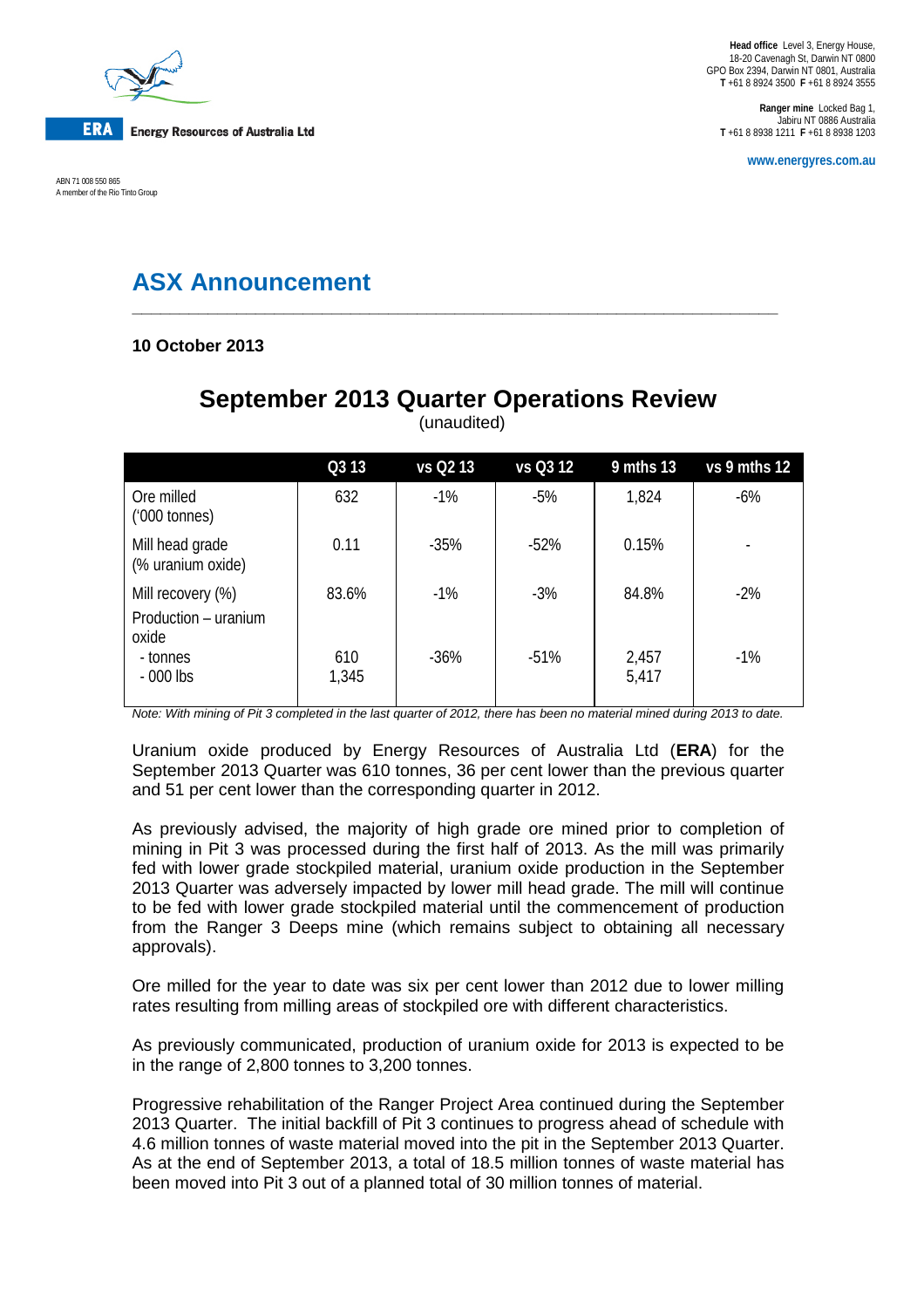Head office Level 3, Energy House, 18-20 Cavenagh St, Darwin NT 0800
GPO Box 2394, Darwin NT 0801, Australia
T +61 8 8924 3500 F +61 8 8924 3555

Ranger mine Locked Bag 1, Jabiru NT 0886 Australia
T +61 8 8938 1211 F +61 8 8938 1203

www.energyres.com.au

ERA Energy Resources of Australia Ltd

ABN 71 008 550 865
A member of the Rio Tinto Group

# ASX Announcement

**10 October 2013**

## September 2013 Quarter Operations Review

(unaudited)

| | Q3 13 | vs Q2 13 | vs Q3 12 | 9 mths 13 | vs 9 mths 12 |
|---|---|---|---|---|---|
| Ore milled ('000 tonnes) | 632 | -1% | -5% | 1,824 | -6% |
| Mill head grade (% uranium oxide) | 0.11 | -35% | -52% | 0.15% | - |
| Mill recovery (%) | 83.6% | -1% | -3% | 84.8% | -2% |
| Production – uranium oxide<br>- tonnes<br>- 000 lbs | <br>610<br>1,345 | <br>-36% | <br>-51% | <br>2,457<br>5,417 | <br>-1% |

*Note: With mining of Pit 3 completed in the last quarter of 2012, there has been no material mined during 2013 to date.*

Uranium oxide produced by Energy Resources of Australia Ltd (**ERA**) for the September 2013 Quarter was 610 tonnes, 36 per cent lower than the previous quarter and 51 per cent lower than the corresponding quarter in 2012.

As previously advised, the majority of high grade ore mined prior to completion of mining in Pit 3 was processed during the first half of 2013. As the mill was primarily fed with lower grade stockpiled material, uranium oxide production in the September 2013 Quarter was adversely impacted by lower mill head grade. The mill will continue to be fed with lower grade stockpiled material until the commencement of production from the Ranger 3 Deeps mine (which remains subject to obtaining all necessary approvals).

Ore milled for the year to date was six per cent lower than 2012 due to lower milling rates resulting from milling areas of stockpiled ore with different characteristics.

As previously communicated, production of uranium oxide for 2013 is expected to be in the range of 2,800 tonnes to 3,200 tonnes.

Progressive rehabilitation of the Ranger Project Area continued during the September 2013 Quarter. The initial backfill of Pit 3 continues to progress ahead of schedule with 4.6 million tonnes of waste material moved into the pit in the September 2013 Quarter. As at the end of September 2013, a total of 18.5 million tonnes of waste material has been moved into Pit 3 out of a planned total of 30 million tonnes of material.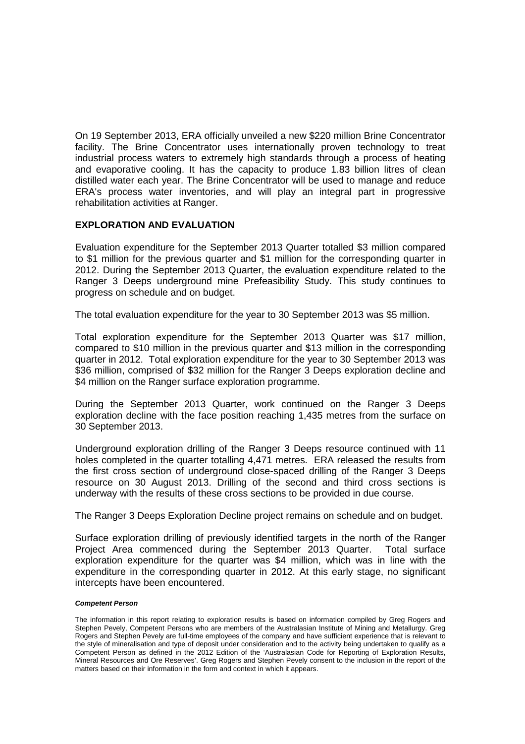On 19 September 2013, ERA officially unveiled a new $220 million Brine Concentrator facility. The Brine Concentrator uses internationally proven technology to treat industrial process waters to extremely high standards through a process of heating and evaporative cooling. It has the capacity to produce 1.83 billion litres of clean distilled water each year. The Brine Concentrator will be used to manage and reduce ERA's process water inventories, and will play an integral part in progressive rehabilitation activities at Ranger.

## EXPLORATION AND EVALUATION

Evaluation expenditure for the September 2013 Quarter totalled $3 million compared to $1 million for the previous quarter and $1 million for the corresponding quarter in 2012. During the September 2013 Quarter, the evaluation expenditure related to the Ranger 3 Deeps underground mine Prefeasibility Study. This study continues to progress on schedule and on budget.

The total evaluation expenditure for the year to 30 September 2013 was $5 million.

Total exploration expenditure for the September 2013 Quarter was $17 million, compared to $10 million in the previous quarter and $13 million in the corresponding quarter in 2012. Total exploration expenditure for the year to 30 September 2013 was $36 million, comprised of $32 million for the Ranger 3 Deeps exploration decline and $4 million on the Ranger surface exploration programme.

During the September 2013 Quarter, work continued on the Ranger 3 Deeps exploration decline with the face position reaching 1,435 metres from the surface on 30 September 2013.

Underground exploration drilling of the Ranger 3 Deeps resource continued with 11 holes completed in the quarter totalling 4,471 metres. ERA released the results from the first cross section of underground close-spaced drilling of the Ranger 3 Deeps resource on 30 August 2013. Drilling of the second and third cross sections is underway with the results of these cross sections to be provided in due course.

The Ranger 3 Deeps Exploration Decline project remains on schedule and on budget.

Surface exploration drilling of previously identified targets in the north of the Ranger Project Area commenced during the September 2013 Quarter. Total surface exploration expenditure for the quarter was $4 million, which was in line with the expenditure in the corresponding quarter in 2012. At this early stage, no significant intercepts have been encountered.

***Competent Person***

The information in this report relating to exploration results is based on information compiled by Greg Rogers and Stephen Pevely, Competent Persons who are members of the Australasian Institute of Mining and Metallurgy. Greg Rogers and Stephen Pevely are full-time employees of the company and have sufficient experience that is relevant to the style of mineralisation and type of deposit under consideration and to the activity being undertaken to qualify as a Competent Person as defined in the 2012 Edition of the 'Australasian Code for Reporting of Exploration Results, Mineral Resources and Ore Reserves'. Greg Rogers and Stephen Pevely consent to the inclusion in the report of the matters based on their information in the form and context in which it appears.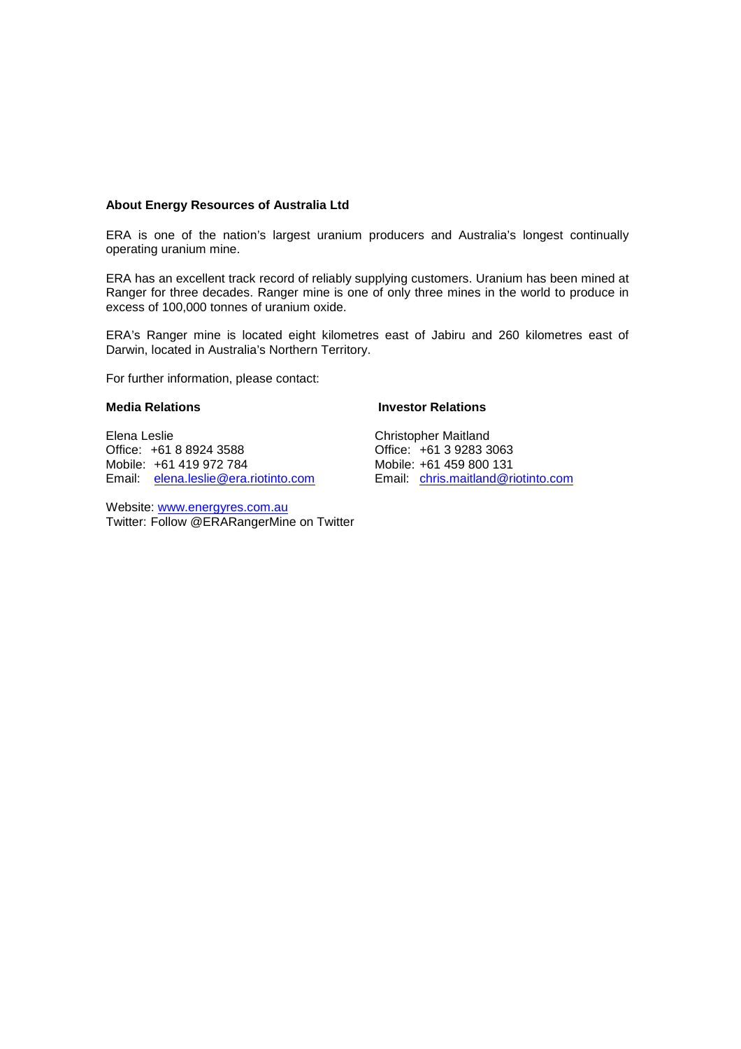**About Energy Resources of Australia Ltd**

ERA is one of the nation's largest uranium producers and Australia's longest continually operating uranium mine.

ERA has an excellent track record of reliably supplying customers. Uranium has been mined at Ranger for three decades. Ranger mine is one of only three mines in the world to produce in excess of 100,000 tonnes of uranium oxide.

ERA's Ranger mine is located eight kilometres east of Jabiru and 260 kilometres east of Darwin, located in Australia's Northern Territory.

For further information, please contact:

**Media Relations**

Elena Leslie
Office: +61 8 8924 3588
Mobile: +61 419 972 784
Email: elena.leslie@era.riotinto.com

**Investor Relations**

Christopher Maitland
Office: +61 3 9283 3063
Mobile: +61 459 800 131
Email: chris.maitland@riotinto.com

Website: www.energyres.com.au
Twitter: Follow @ERARangerMine on Twitter